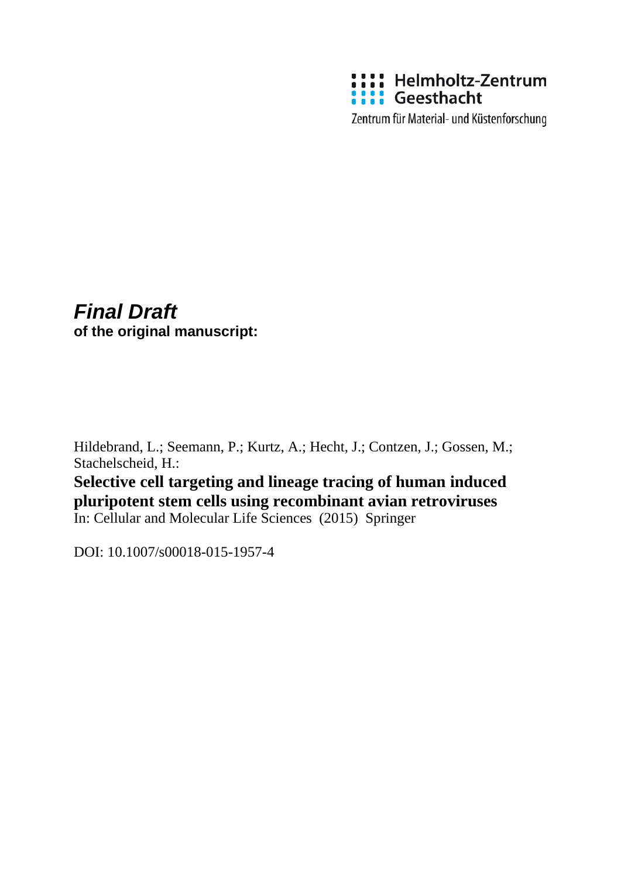Helmholtz-Zentrum Geesthacht

Zentrum für Material- und Küstenforschung

***Final Draft***
**of the original manuscript:**

Hildebrand, L.; Seemann, P.; Kurtz, A.; Hecht, J.; Contzen, J.; Gossen, M.; Stachelscheid, H.:

**Selective cell targeting and lineage tracing of human induced pluripotent stem cells using recombinant avian retroviruses**

In: Cellular and Molecular Life Sciences (2015) Springer

DOI: 10.1007/s00018-015-1957-4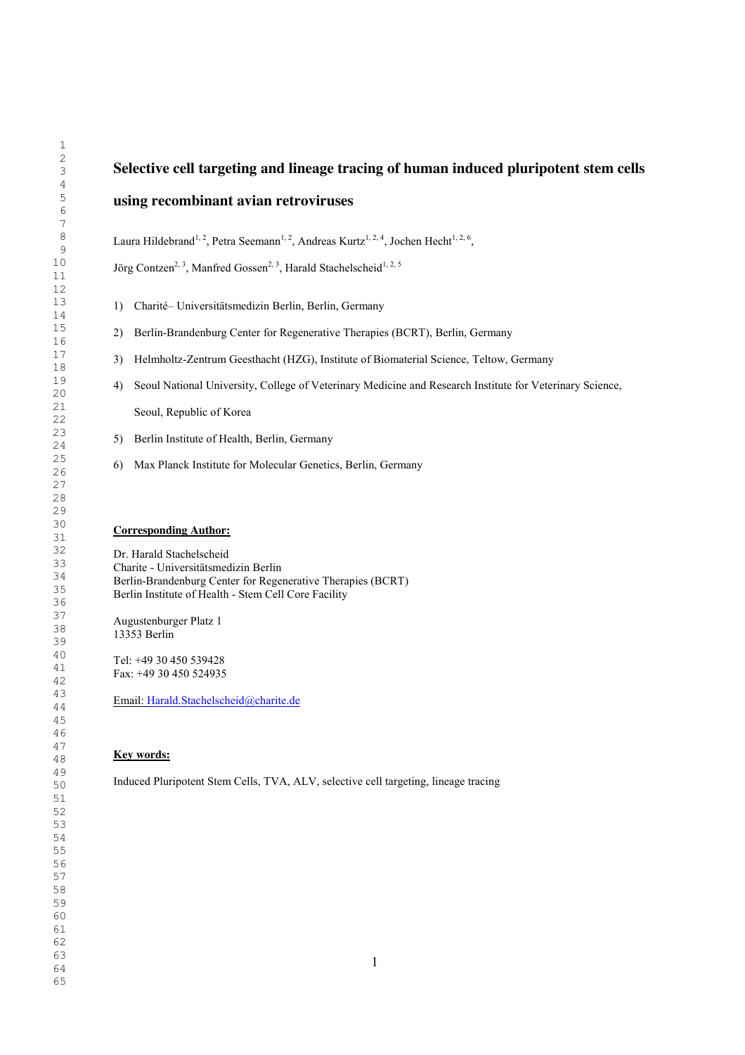# Selective cell targeting and lineage tracing of human induced pluripotent stem cells using recombinant avian retroviruses

Laura Hildebrand[1, 2], Petra Seemann[1, 2], Andreas Kurtz[1, 2, 4], Jochen Hecht[1, 2, 6], Jörg Contzen[2, 3], Manfred Gossen[2, 3], Harald Stachelscheid[1, 2, 5]

1) Charité– Universitätsmedizin Berlin, Berlin, Germany
2) Berlin-Brandenburg Center for Regenerative Therapies (BCRT), Berlin, Germany
3) Helmholtz-Zentrum Geesthacht (HZG), Institute of Biomaterial Science, Teltow, Germany
4) Seoul National University, College of Veterinary Medicine and Research Institute for Veterinary Science, Seoul, Republic of Korea
5) Berlin Institute of Health, Berlin, Germany
6) Max Planck Institute for Molecular Genetics, Berlin, Germany

**Corresponding Author:**

Dr. Harald Stachelscheid
Charite - Universitätsmedizin Berlin
Berlin-Brandenburg Center for Regenerative Therapies (BCRT)
Berlin Institute of Health - Stem Cell Core Facility

Augustenburger Platz 1
13353 Berlin

Tel: +49 30 450 539428
Fax: +49 30 450 524935

Email: Harald.Stachelscheid@charite.de

**Key words:**

Induced Pluripotent Stem Cells, TVA, ALV, selective cell targeting, lineage tracing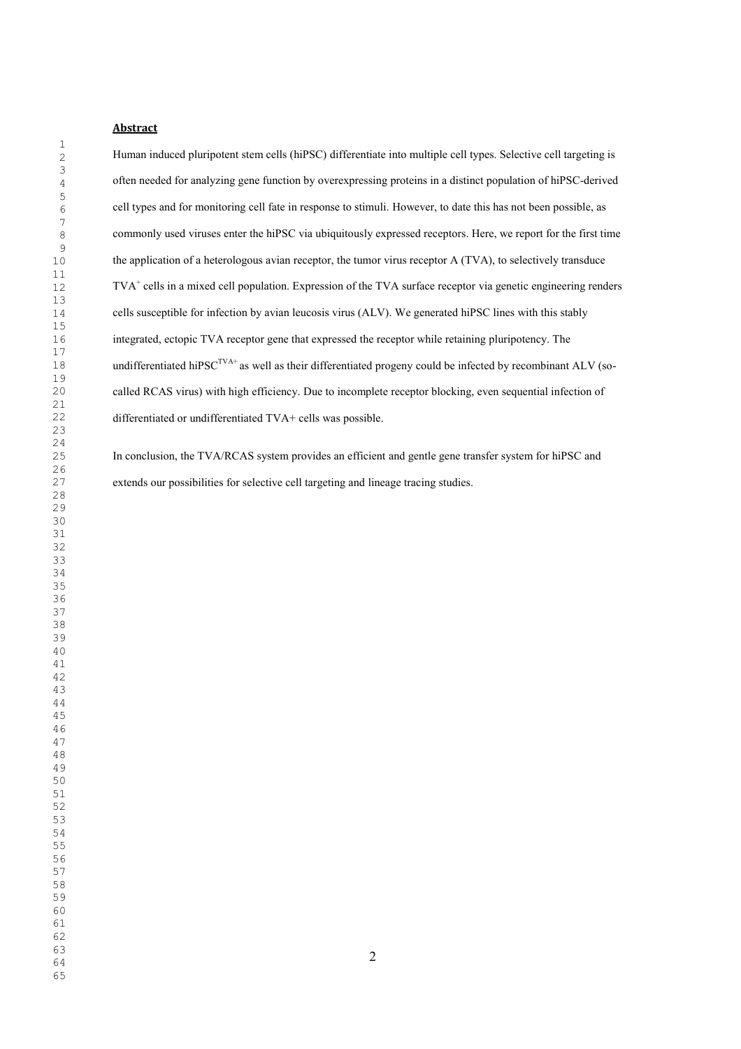## Abstract

Human induced pluripotent stem cells (hiPSC) differentiate into multiple cell types. Selective cell targeting is often needed for analyzing gene function by overexpressing proteins in a distinct population of hiPSC-derived cell types and for monitoring cell fate in response to stimuli. However, to date this has not been possible, as commonly used viruses enter the hiPSC via ubiquitously expressed receptors. Here, we report for the first time the application of a heterologous avian receptor, the tumor virus receptor A (TVA), to selectively transduce $TVA^{+}$ cells in a mixed cell population. Expression of the TVA surface receptor via genetic engineering renders cells susceptible for infection by avian leucosis virus (ALV). We generated hiPSC lines with this stably integrated, ectopic TVA receptor gene that expressed the receptor while retaining pluripotency. The undifferentiated $hiPSC^{TVA+}$ as well as their differentiated progeny could be infected by recombinant ALV (so-called RCAS virus) with high efficiency. Due to incomplete receptor blocking, even sequential infection of differentiated or undifferentiated TVA+ cells was possible.

In conclusion, the TVA/RCAS system provides an efficient and gentle gene transfer system for hiPSC and extends our possibilities for selective cell targeting and lineage tracing studies.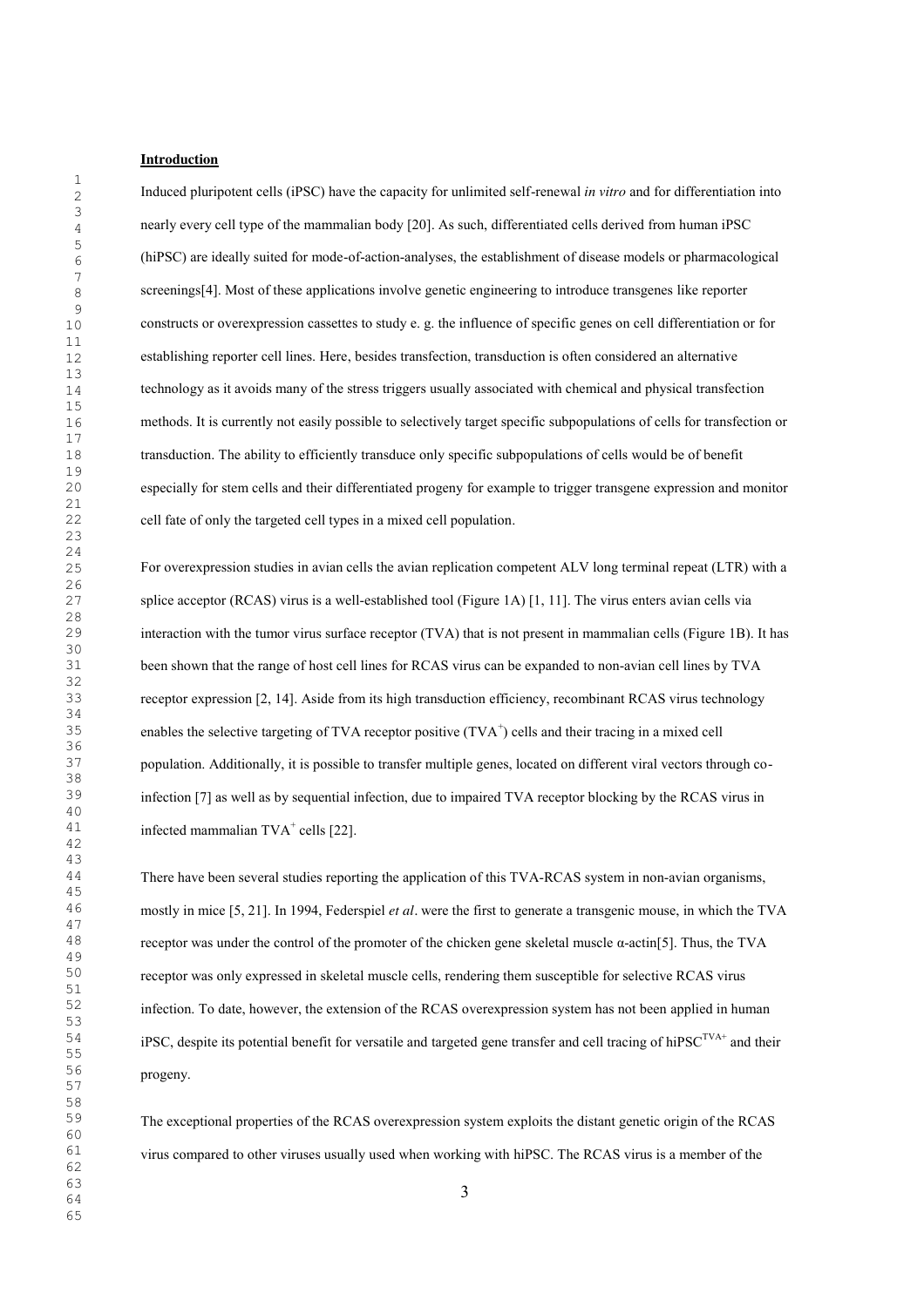## Introduction

Induced pluripotent cells (iPSC) have the capacity for unlimited self-renewal *in vitro* and for differentiation into nearly every cell type of the mammalian body [20]. As such, differentiated cells derived from human iPSC (hiPSC) are ideally suited for mode-of-action-analyses, the establishment of disease models or pharmacological screenings[4]. Most of these applications involve genetic engineering to introduce transgenes like reporter constructs or overexpression cassettes to study e. g. the influence of specific genes on cell differentiation or for establishing reporter cell lines. Here, besides transfection, transduction is often considered an alternative technology as it avoids many of the stress triggers usually associated with chemical and physical transfection methods. It is currently not easily possible to selectively target specific subpopulations of cells for transfection or transduction. The ability to efficiently transduce only specific subpopulations of cells would be of benefit especially for stem cells and their differentiated progeny for example to trigger transgene expression and monitor cell fate of only the targeted cell types in a mixed cell population.

For overexpression studies in avian cells the avian replication competent ALV long terminal repeat (LTR) with a splice acceptor (RCAS) virus is a well-established tool (Figure 1A) [1, 11]. The virus enters avian cells via interaction with the tumor virus surface receptor (TVA) that is not present in mammalian cells (Figure 1B). It has been shown that the range of host cell lines for RCAS virus can be expanded to non-avian cell lines by TVA receptor expression [2, 14]. Aside from its high transduction efficiency, recombinant RCAS virus technology enables the selective targeting of TVA receptor positive ($TVA^+$) cells and their tracing in a mixed cell population. Additionally, it is possible to transfer multiple genes, located on different viral vectors through co-infection [7] as well as by sequential infection, due to impaired TVA receptor blocking by the RCAS virus in infected mammalian $TVA^+$ cells [22].

There have been several studies reporting the application of this TVA-RCAS system in non-avian organisms, mostly in mice [5, 21]. In 1994, Federspiel *et al*. were the first to generate a transgenic mouse, in which the TVA receptor was under the control of the promoter of the chicken gene skeletal muscle α-actin[5]. Thus, the TVA receptor was only expressed in skeletal muscle cells, rendering them susceptible for selective RCAS virus infection. To date, however, the extension of the RCAS overexpression system has not been applied in human iPSC, despite its potential benefit for versatile and targeted gene transfer and cell tracing of $hiPSC^{TVA+}$ and their progeny.

The exceptional properties of the RCAS overexpression system exploits the distant genetic origin of the RCAS virus compared to other viruses usually used when working with hiPSC. The RCAS virus is a member of the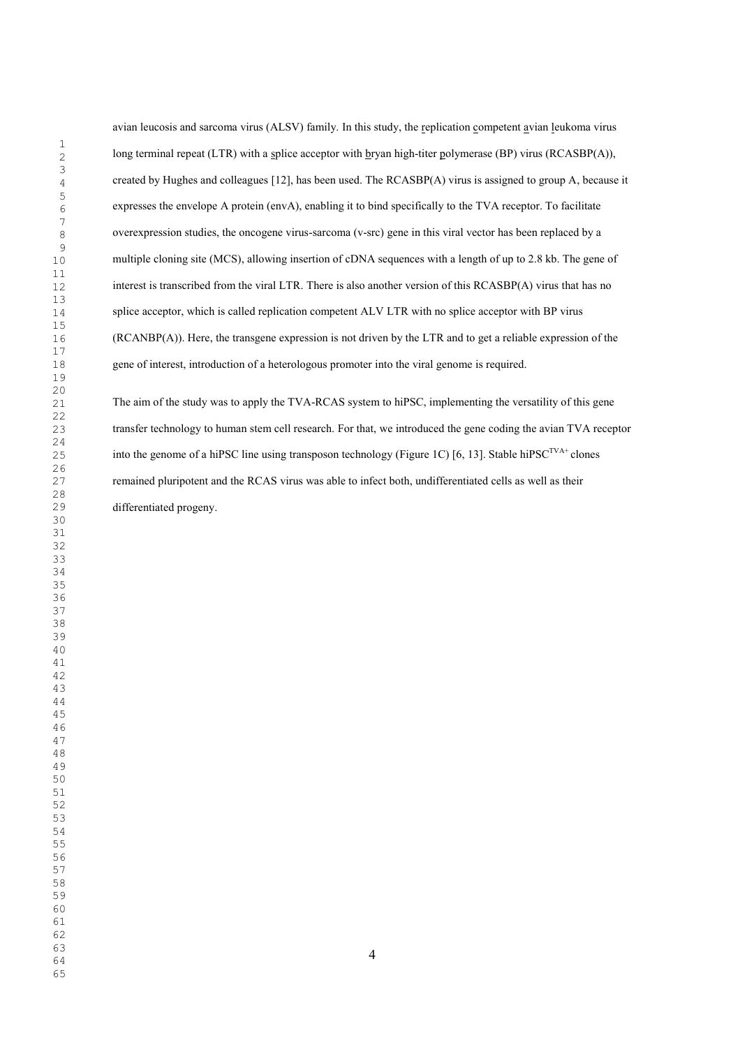avian leucosis and sarcoma virus (ALSV) family. In this study, the replication competent avian leukoma virus long terminal repeat (LTR) with a splice acceptor with bryan high-titer polymerase (BP) virus (RCASBP(A)), created by Hughes and colleagues [12], has been used. The RCASBP(A) virus is assigned to group A, because it expresses the envelope A protein (envA), enabling it to bind specifically to the TVA receptor. To facilitate overexpression studies, the oncogene virus-sarcoma (v-src) gene in this viral vector has been replaced by a multiple cloning site (MCS), allowing insertion of cDNA sequences with a length of up to 2.8 kb. The gene of interest is transcribed from the viral LTR. There is also another version of this RCASBP(A) virus that has no splice acceptor, which is called replication competent ALV LTR with no splice acceptor with BP virus (RCANBP(A)). Here, the transgene expression is not driven by the LTR and to get a reliable expression of the gene of interest, introduction of a heterologous promoter into the viral genome is required.

The aim of the study was to apply the TVA-RCAS system to hiPSC, implementing the versatility of this gene transfer technology to human stem cell research. For that, we introduced the gene coding the avian TVA receptor into the genome of a hiPSC line using transposon technology (Figure 1C) [6, 13]. Stable hiPSC$^{TVA+}$ clones remained pluripotent and the RCAS virus was able to infect both, undifferentiated cells as well as their differentiated progeny.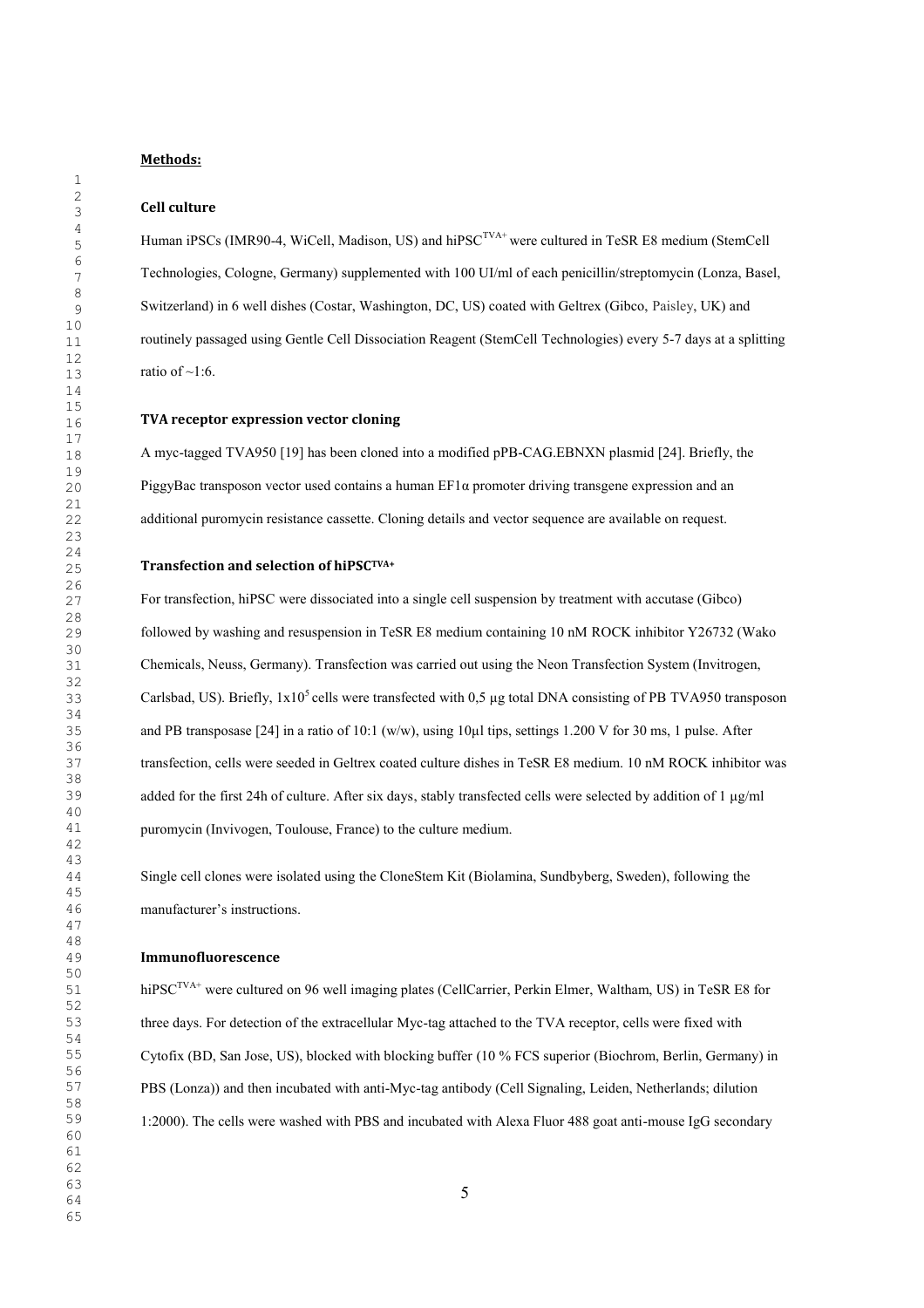## Methods:

### Cell culture

Human iPSCs (IMR90-4, WiCell, Madison, US) and hiPSC$^{TVA+}$ were cultured in TeSR E8 medium (StemCell Technologies, Cologne, Germany) supplemented with 100 UI/ml of each penicillin/streptomycin (Lonza, Basel, Switzerland) in 6 well dishes (Costar, Washington, DC, US) coated with Geltrex (Gibco, Paisley, UK) and routinely passaged using Gentle Cell Dissociation Reagent (StemCell Technologies) every 5-7 days at a splitting ratio of ~1:6.

### TVA receptor expression vector cloning

A myc-tagged TVA950 [19] has been cloned into a modified pPB-CAG.EBNXN plasmid [24]. Briefly, the PiggyBac transposon vector used contains a human EF1α promoter driving transgene expression and an additional puromycin resistance cassette. Cloning details and vector sequence are available on request.

### Transfection and selection of hiPSC$^{TVA+}$

For transfection, hiPSC were dissociated into a single cell suspension by treatment with accutase (Gibco) followed by washing and resuspension in TeSR E8 medium containing 10 nM ROCK inhibitor Y26732 (Wako Chemicals, Neuss, Germany). Transfection was carried out using the Neon Transfection System (Invitrogen, Carlsbad, US). Briefly, $1x10^5$ cells were transfected with 0,5 µg total DNA consisting of PB TVA950 transposon and PB transposase [24] in a ratio of 10:1 (w/w), using 10µl tips, settings 1.200 V for 30 ms, 1 pulse. After transfection, cells were seeded in Geltrex coated culture dishes in TeSR E8 medium. 10 nM ROCK inhibitor was added for the first 24h of culture. After six days, stably transfected cells were selected by addition of 1 µg/ml puromycin (Invivogen, Toulouse, France) to the culture medium.

Single cell clones were isolated using the CloneStem Kit (Biolamina, Sundbyberg, Sweden), following the manufacturer's instructions.

### Immunofluorescence

hiPSC$^{TVA+}$ were cultured on 96 well imaging plates (CellCarrier, Perkin Elmer, Waltham, US) in TeSR E8 for three days. For detection of the extracellular Myc-tag attached to the TVA receptor, cells were fixed with Cytofix (BD, San Jose, US), blocked with blocking buffer (10 % FCS superior (Biochrom, Berlin, Germany) in PBS (Lonza)) and then incubated with anti-Myc-tag antibody (Cell Signaling, Leiden, Netherlands; dilution 1:2000). The cells were washed with PBS and incubated with Alexa Fluor 488 goat anti-mouse IgG secondary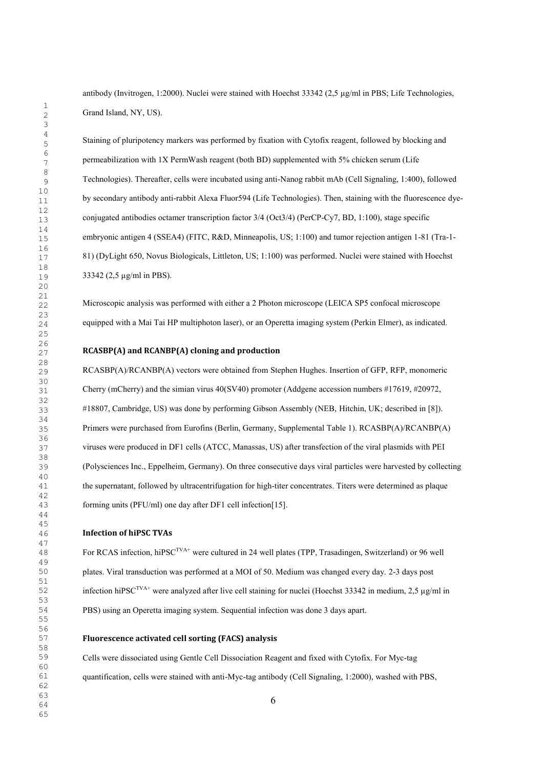antibody (Invitrogen, 1:2000). Nuclei were stained with Hoechst 33342 (2,5 µg/ml in PBS; Life Technologies, Grand Island, NY, US).

Staining of pluripotency markers was performed by fixation with Cytofix reagent, followed by blocking and permeabilization with 1X PermWash reagent (both BD) supplemented with 5% chicken serum (Life Technologies). Thereafter, cells were incubated using anti-Nanog rabbit mAb (Cell Signaling, 1:400), followed by secondary antibody anti-rabbit Alexa Fluor594 (Life Technologies). Then, staining with the fluorescence dye-conjugated antibodies octamer transcription factor 3/4 (Oct3/4) (PerCP-Cy7, BD, 1:100), stage specific embryonic antigen 4 (SSEA4) (FITC, R&D, Minneapolis, US; 1:100) and tumor rejection antigen 1-81 (Tra-1-81) (DyLight 650, Novus Biologicals, Littleton, US; 1:100) was performed. Nuclei were stained with Hoechst 33342 (2,5 µg/ml in PBS).

Microscopic analysis was performed with either a 2 Photon microscope (LEICA SP5 confocal microscope equipped with a Mai Tai HP multiphoton laser), or an Operetta imaging system (Perkin Elmer), as indicated.

### RCASBP(A) and RCANBP(A) cloning and production

RCASBP(A)/RCANBP(A) vectors were obtained from Stephen Hughes. Insertion of GFP, RFP, monomeric Cherry (mCherry) and the simian virus 40(SV40) promoter (Addgene accession numbers #17619, #20972, #18807, Cambridge, US) was done by performing Gibson Assembly (NEB, Hitchin, UK; described in [8]). Primers were purchased from Eurofins (Berlin, Germany, Supplemental Table 1). RCASBP(A)/RCANBP(A) viruses were produced in DF1 cells (ATCC, Manassas, US) after transfection of the viral plasmids with PEI (Polysciences Inc., Eppelheim, Germany). On three consecutive days viral particles were harvested by collecting the supernatant, followed by ultracentrifugation for high-titer concentrates. Titers were determined as plaque forming units (PFU/ml) one day after DF1 cell infection[15].

### Infection of hiPSC TVAs

For RCAS infection, hiPSC$^{TVA+}$ were cultured in 24 well plates (TPP, Trasadingen, Switzerland) or 96 well plates. Viral transduction was performed at a MOI of 50. Medium was changed every day. 2-3 days post infection hiPSC$^{TVA+}$ were analyzed after live cell staining for nuclei (Hoechst 33342 in medium, 2,5 µg/ml in PBS) using an Operetta imaging system. Sequential infection was done 3 days apart.

### Fluorescence activated cell sorting (FACS) analysis

Cells were dissociated using Gentle Cell Dissociation Reagent and fixed with Cytofix. For Myc-tag quantification, cells were stained with anti-Myc-tag antibody (Cell Signaling, 1:2000), washed with PBS,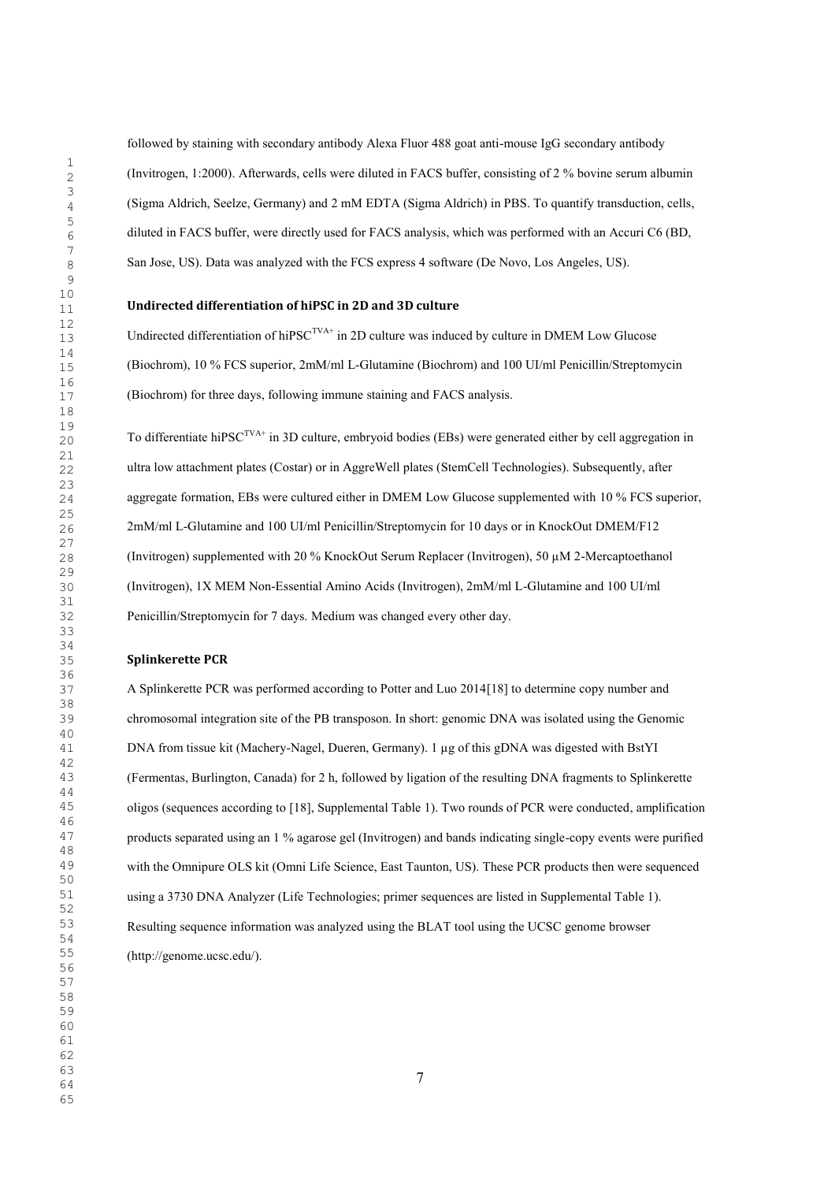followed by staining with secondary antibody Alexa Fluor 488 goat anti-mouse IgG secondary antibody (Invitrogen, 1:2000). Afterwards, cells were diluted in FACS buffer, consisting of 2 % bovine serum albumin (Sigma Aldrich, Seelze, Germany) and 2 mM EDTA (Sigma Aldrich) in PBS. To quantify transduction, cells, diluted in FACS buffer, were directly used for FACS analysis, which was performed with an Accuri C6 (BD, San Jose, US). Data was analyzed with the FCS express 4 software (De Novo, Los Angeles, US).

### Undirected differentiation of hiPSC in 2D and 3D culture

Undirected differentiation of hiPSC$^{TVA+}$ in 2D culture was induced by culture in DMEM Low Glucose (Biochrom), 10 % FCS superior, 2mM/ml L-Glutamine (Biochrom) and 100 UI/ml Penicillin/Streptomycin (Biochrom) for three days, following immune staining and FACS analysis.

To differentiate hiPSC$^{TVA+}$ in 3D culture, embryoid bodies (EBs) were generated either by cell aggregation in ultra low attachment plates (Costar) or in AggreWell plates (StemCell Technologies). Subsequently, after aggregate formation, EBs were cultured either in DMEM Low Glucose supplemented with 10 % FCS superior, 2mM/ml L-Glutamine and 100 UI/ml Penicillin/Streptomycin for 10 days or in KnockOut DMEM/F12 (Invitrogen) supplemented with 20 % KnockOut Serum Replacer (Invitrogen), 50 µM 2-Mercaptoethanol (Invitrogen), 1X MEM Non-Essential Amino Acids (Invitrogen), 2mM/ml L-Glutamine and 100 UI/ml Penicillin/Streptomycin for 7 days. Medium was changed every other day.

### Splinkerette PCR

A Splinkerette PCR was performed according to Potter and Luo 2014[18] to determine copy number and chromosomal integration site of the PB transposon. In short: genomic DNA was isolated using the Genomic DNA from tissue kit (Machery-Nagel, Dueren, Germany). 1 µg of this gDNA was digested with BstYI (Fermentas, Burlington, Canada) for 2 h, followed by ligation of the resulting DNA fragments to Splinkerette oligos (sequences according to [18], Supplemental Table 1). Two rounds of PCR were conducted, amplification products separated using an 1 % agarose gel (Invitrogen) and bands indicating single-copy events were purified with the Omnipure OLS kit (Omni Life Science, East Taunton, US). These PCR products then were sequenced using a 3730 DNA Analyzer (Life Technologies; primer sequences are listed in Supplemental Table 1). Resulting sequence information was analyzed using the BLAT tool using the UCSC genome browser (http://genome.ucsc.edu/).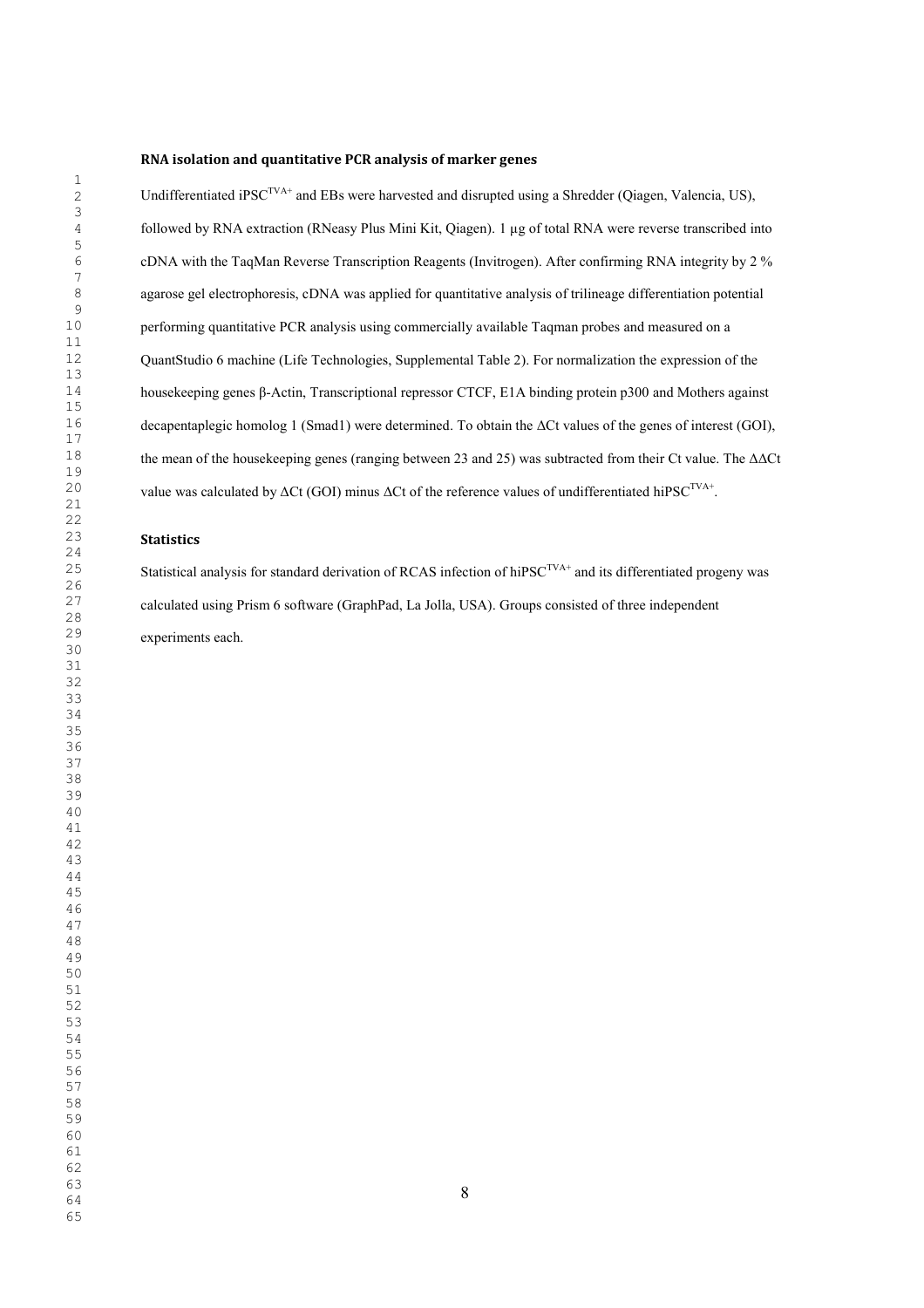### RNA isolation and quantitative PCR analysis of marker genes

Undifferentiated iPSC$^{TVA+}$ and EBs were harvested and disrupted using a Shredder (Qiagen, Valencia, US), followed by RNA extraction (RNeasy Plus Mini Kit, Qiagen). 1 µg of total RNA were reverse transcribed into cDNA with the TaqMan Reverse Transcription Reagents (Invitrogen). After confirming RNA integrity by 2 % agarose gel electrophoresis, cDNA was applied for quantitative analysis of trilineage differentiation potential performing quantitative PCR analysis using commercially available Taqman probes and measured on a QuantStudio 6 machine (Life Technologies, Supplemental Table 2). For normalization the expression of the housekeeping genes β-Actin, Transcriptional repressor CTCF, E1A binding protein p300 and Mothers against decapentaplegic homolog 1 (Smad1) were determined. To obtain the ΔCt values of the genes of interest (GOI), the mean of the housekeeping genes (ranging between 23 and 25) was subtracted from their Ct value. The ΔΔCt value was calculated by ΔCt (GOI) minus ΔCt of the reference values of undifferentiated hiPSC$^{TVA+}$.

### Statistics

Statistical analysis for standard derivation of RCAS infection of hiPSC$^{TVA+}$ and its differentiated progeny was calculated using Prism 6 software (GraphPad, La Jolla, USA). Groups consisted of three independent experiments each.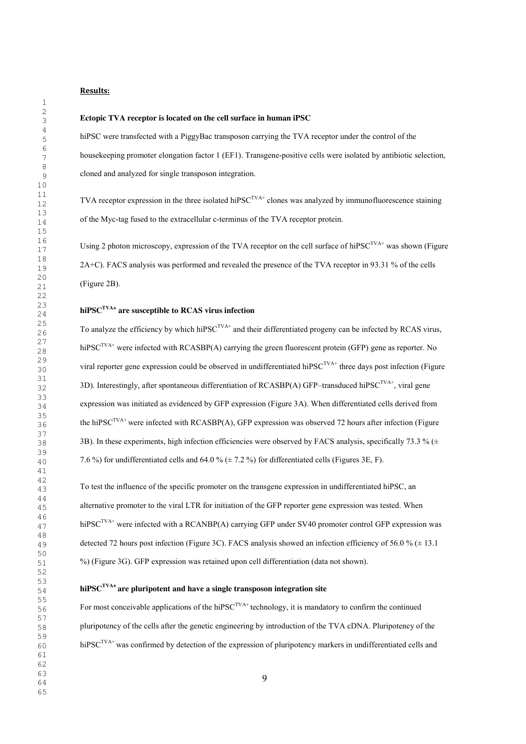## Results:

### Ectopic TVA receptor is located on the cell surface in human iPSC

hiPSC were transfected with a PiggyBac transposon carrying the TVA receptor under the control of the housekeeping promoter elongation factor 1 (EF1). Transgene-positive cells were isolated by antibiotic selection, cloned and analyzed for single transposon integration.

TVA receptor expression in the three isolated $hiPSC^{TVA+}$ clones was analyzed by immunofluorescence staining of the Myc-tag fused to the extracellular c-terminus of the TVA receptor protein.

Using 2 photon microscopy, expression of the TVA receptor on the cell surface of $hiPSC^{TVA+}$ was shown (Figure 2A+C). FACS analysis was performed and revealed the presence of the TVA receptor in 93.31 % of the cells (Figure 2B).

### $hiPSC^{TVA+}$ are susceptible to RCAS virus infection

To analyze the efficiency by which $hiPSC^{TVA+}$ and their differentiated progeny can be infected by RCAS virus, $hiPSC^{TVA+}$ were infected with RCASBP(A) carrying the green fluorescent protein (GFP) gene as reporter. No viral reporter gene expression could be observed in undifferentiated $hiPSC^{TVA+}$ three days post infection (Figure 3D). Interestingly, after spontaneous differentiation of RCASBP(A) GFP–transduced $hiPSC^{TVA+}$, viral gene expression was initiated as evidenced by GFP expression (Figure 3A). When differentiated cells derived from the $hiPSC^{TVA+}$ were infected with RCASBP(A), GFP expression was observed 72 hours after infection (Figure 3B). In these experiments, high infection efficiencies were observed by FACS analysis, specifically 73.3 % (± 7.6 %) for undifferentiated cells and 64.0 % (± 7.2 %) for differentiated cells (Figures 3E, F).

To test the influence of the specific promoter on the transgene expression in undifferentiated hiPSC, an alternative promoter to the viral LTR for initiation of the GFP reporter gene expression was tested. When $hiPSC^{TVA+}$ were infected with a RCANBP(A) carrying GFP under SV40 promoter control GFP expression was detected 72 hours post infection (Figure 3C). FACS analysis showed an infection efficiency of 56.0 % (± 13.1 %) (Figure 3G). GFP expression was retained upon cell differentiation (data not shown).

### $hiPSC^{TVA+}$ are pluripotent and have a single transposon integration site

For most conceivable applications of the $hiPSC^{TVA+}$ technology, it is mandatory to confirm the continued pluripotency of the cells after the genetic engineering by introduction of the TVA cDNA. Pluripotency of the $hiPSC^{TVA+}$ was confirmed by detection of the expression of pluripotency markers in undifferentiated cells and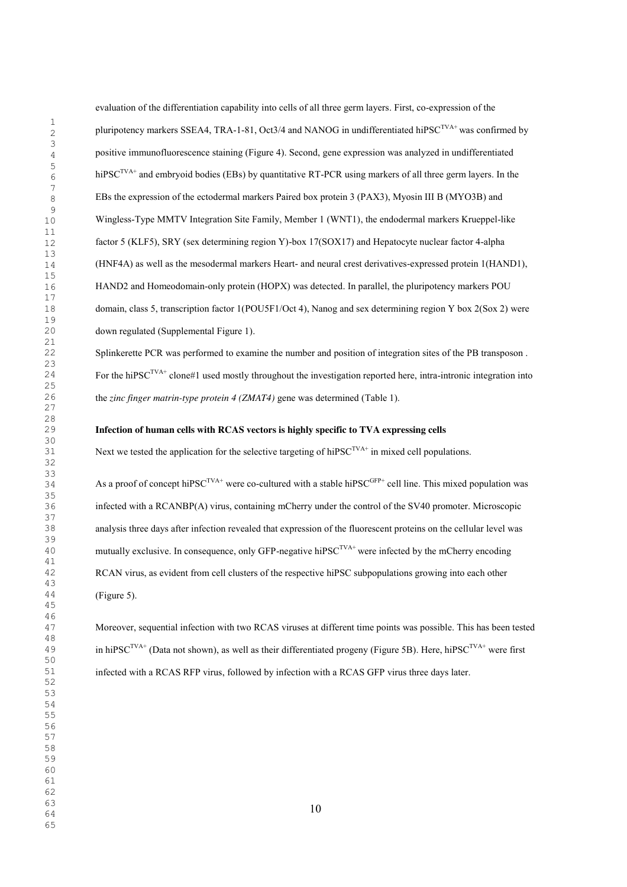evaluation of the differentiation capability into cells of all three germ layers. First, co-expression of the pluripotency markers SSEA4, TRA-1-81, Oct3/4 and NANOG in undifferentiated hiPSC$^{TVA+}$ was confirmed by positive immunofluorescence staining (Figure 4). Second, gene expression was analyzed in undifferentiated hiPSC$^{TVA+}$ and embryoid bodies (EBs) by quantitative RT-PCR using markers of all three germ layers. In the EBs the expression of the ectodermal markers Paired box protein 3 (PAX3), Myosin III B (MYO3B) and Wingless-Type MMTV Integration Site Family, Member 1 (WNT1), the endodermal markers Krueppel-like factor 5 (KLF5), SRY (sex determining region Y)-box 17(SOX17) and Hepatocyte nuclear factor 4-alpha (HNF4A) as well as the mesodermal markers Heart- and neural crest derivatives-expressed protein 1(HAND1), HAND2 and Homeodomain-only protein (HOPX) was detected. In parallel, the pluripotency markers POU domain, class 5, transcription factor 1(POU5F1/Oct 4), Nanog and sex determining region Y box 2(Sox 2) were down regulated (Supplemental Figure 1).

Splinkerette PCR was performed to examine the number and position of integration sites of the PB transposon . For the hiPSC$^{TVA+}$ clone#1 used mostly throughout the investigation reported here, intra-intronic integration into the *zinc finger matrin-type protein 4 (ZMAT4)* gene was determined (Table 1).

**Infection of human cells with RCAS vectors is highly specific to TVA expressing cells**

Next we tested the application for the selective targeting of hiPSC$^{TVA+}$ in mixed cell populations.

As a proof of concept hiPSC$^{TVA+}$ were co-cultured with a stable hiPSC$^{GFP+}$ cell line. This mixed population was infected with a RCANBP(A) virus, containing mCherry under the control of the SV40 promoter. Microscopic analysis three days after infection revealed that expression of the fluorescent proteins on the cellular level was mutually exclusive. In consequence, only GFP-negative hiPSC$^{TVA+}$ were infected by the mCherry encoding RCAN virus, as evident from cell clusters of the respective hiPSC subpopulations growing into each other (Figure 5).

Moreover, sequential infection with two RCAS viruses at different time points was possible. This has been tested in hiPSC$^{TVA+}$ (Data not shown), as well as their differentiated progeny (Figure 5B). Here, hiPSC$^{TVA+}$ were first infected with a RCAS RFP virus, followed by infection with a RCAS GFP virus three days later.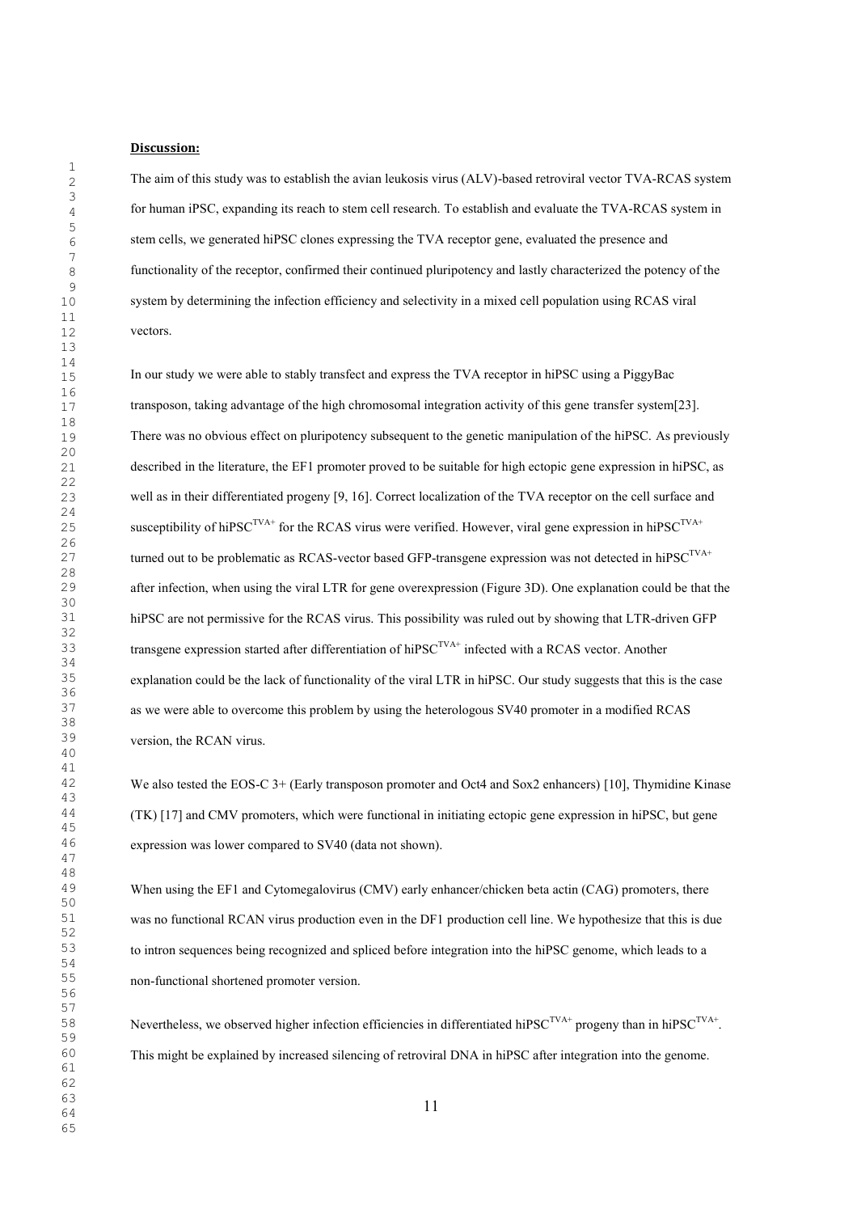## Discussion:

The aim of this study was to establish the avian leukosis virus (ALV)-based retroviral vector TVA-RCAS system for human iPSC, expanding its reach to stem cell research. To establish and evaluate the TVA-RCAS system in stem cells, we generated hiPSC clones expressing the TVA receptor gene, evaluated the presence and functionality of the receptor, confirmed their continued pluripotency and lastly characterized the potency of the system by determining the infection efficiency and selectivity in a mixed cell population using RCAS viral vectors.

In our study we were able to stably transfect and express the TVA receptor in hiPSC using a PiggyBac transposon, taking advantage of the high chromosomal integration activity of this gene transfer system[23]. There was no obvious effect on pluripotency subsequent to the genetic manipulation of the hiPSC. As previously described in the literature, the EF1 promoter proved to be suitable for high ectopic gene expression in hiPSC, as well as in their differentiated progeny [9, 16]. Correct localization of the TVA receptor on the cell surface and susceptibility of hiPSC$^{TVA+}$ for the RCAS virus were verified. However, viral gene expression in hiPSC$^{TVA+}$ turned out to be problematic as RCAS-vector based GFP-transgene expression was not detected in hiPSC$^{TVA+}$ after infection, when using the viral LTR for gene overexpression (Figure 3D). One explanation could be that the hiPSC are not permissive for the RCAS virus. This possibility was ruled out by showing that LTR-driven GFP transgene expression started after differentiation of hiPSC$^{TVA+}$ infected with a RCAS vector. Another explanation could be the lack of functionality of the viral LTR in hiPSC. Our study suggests that this is the case as we were able to overcome this problem by using the heterologous SV40 promoter in a modified RCAS version, the RCAN virus.

We also tested the EOS-C 3+ (Early transposon promoter and Oct4 and Sox2 enhancers) [10], Thymidine Kinase (TK) [17] and CMV promoters, which were functional in initiating ectopic gene expression in hiPSC, but gene expression was lower compared to SV40 (data not shown).

When using the EF1 and Cytomegalovirus (CMV) early enhancer/chicken beta actin (CAG) promoters, there was no functional RCAN virus production even in the DF1 production cell line. We hypothesize that this is due to intron sequences being recognized and spliced before integration into the hiPSC genome, which leads to a non-functional shortened promoter version.

Nevertheless, we observed higher infection efficiencies in differentiated hiPSC$^{TVA+}$ progeny than in hiPSC$^{TVA+}$. This might be explained by increased silencing of retroviral DNA in hiPSC after integration into the genome.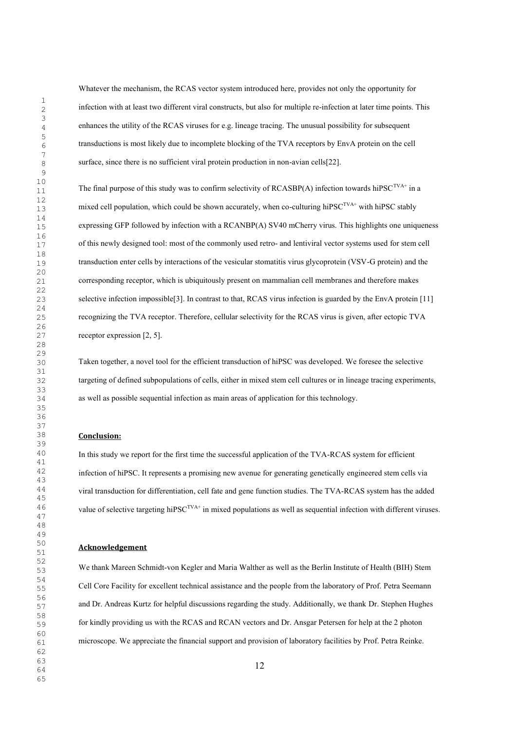Whatever the mechanism, the RCAS vector system introduced here, provides not only the opportunity for infection with at least two different viral constructs, but also for multiple re-infection at later time points. This enhances the utility of the RCAS viruses for e.g. lineage tracing. The unusual possibility for subsequent transductions is most likely due to incomplete blocking of the TVA receptors by EnvA protein on the cell surface, since there is no sufficient viral protein production in non-avian cells[22].

The final purpose of this study was to confirm selectivity of RCASBP(A) infection towards hiPSC$^{TVA+}$ in a mixed cell population, which could be shown accurately, when co-culturing hiPSC$^{TVA+}$ with hiPSC stably expressing GFP followed by infection with a RCANBP(A) SV40 mCherry virus. This highlights one uniqueness of this newly designed tool: most of the commonly used retro- and lentiviral vector systems used for stem cell transduction enter cells by interactions of the vesicular stomatitis virus glycoprotein (VSV-G protein) and the corresponding receptor, which is ubiquitously present on mammalian cell membranes and therefore makes selective infection impossible[3]. In contrast to that, RCAS virus infection is guarded by the EnvA protein [11] recognizing the TVA receptor. Therefore, cellular selectivity for the RCAS virus is given, after ectopic TVA receptor expression [2, 5].

Taken together, a novel tool for the efficient transduction of hiPSC was developed. We foresee the selective targeting of defined subpopulations of cells, either in mixed stem cell cultures or in lineage tracing experiments, as well as possible sequential infection as main areas of application for this technology.

## Conclusion:

In this study we report for the first time the successful application of the TVA-RCAS system for efficient infection of hiPSC. It represents a promising new avenue for generating genetically engineered stem cells via viral transduction for differentiation, cell fate and gene function studies. The TVA-RCAS system has the added value of selective targeting hiPSC$^{TVA+}$ in mixed populations as well as sequential infection with different viruses.

## Acknowledgement

We thank Mareen Schmidt-von Kegler and Maria Walther as well as the Berlin Institute of Health (BIH) Stem Cell Core Facility for excellent technical assistance and the people from the laboratory of Prof. Petra Seemann and Dr. Andreas Kurtz for helpful discussions regarding the study. Additionally, we thank Dr. Stephen Hughes for kindly providing us with the RCAS and RCAN vectors and Dr. Ansgar Petersen for help at the 2 photon microscope. We appreciate the financial support and provision of laboratory facilities by Prof. Petra Reinke.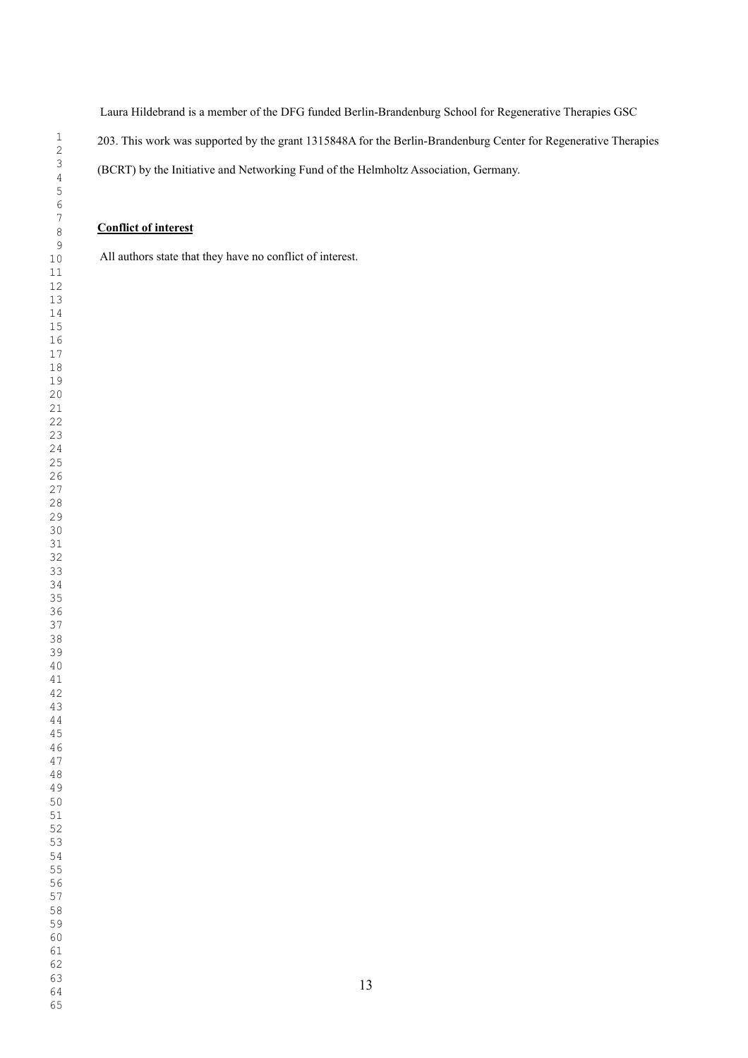Laura Hildebrand is a member of the DFG funded Berlin-Brandenburg School for Regenerative Therapies GSC 203. This work was supported by the grant 1315848A for the Berlin-Brandenburg Center for Regenerative Therapies (BCRT) by the Initiative and Networking Fund of the Helmholtz Association, Germany.

**Conflict of interest**

All authors state that they have no conflict of interest.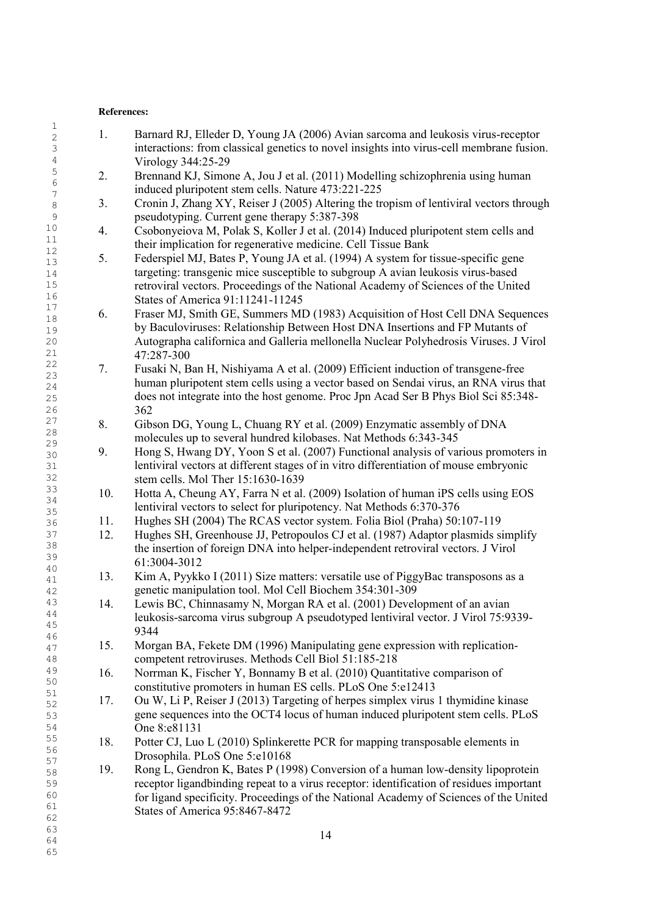**References:**

1. Barnard RJ, Elleder D, Young JA (2006) Avian sarcoma and leukosis virus-receptor interactions: from classical genetics to novel insights into virus-cell membrane fusion. Virology 344:25-29
2. Brennand KJ, Simone A, Jou J et al. (2011) Modelling schizophrenia using human induced pluripotent stem cells. Nature 473:221-225
3. Cronin J, Zhang XY, Reiser J (2005) Altering the tropism of lentiviral vectors through pseudotyping. Current gene therapy 5:387-398
4. Csobonyeiova M, Polak S, Koller J et al. (2014) Induced pluripotent stem cells and their implication for regenerative medicine. Cell Tissue Bank
5. Federspiel MJ, Bates P, Young JA et al. (1994) A system for tissue-specific gene targeting: transgenic mice susceptible to subgroup A avian leukosis virus-based retroviral vectors. Proceedings of the National Academy of Sciences of the United States of America 91:11241-11245
6. Fraser MJ, Smith GE, Summers MD (1983) Acquisition of Host Cell DNA Sequences by Baculoviruses: Relationship Between Host DNA Insertions and FP Mutants of Autographa californica and Galleria mellonella Nuclear Polyhedrosis Viruses. J Virol 47:287-300
7. Fusaki N, Ban H, Nishiyama A et al. (2009) Efficient induction of transgene-free human pluripotent stem cells using a vector based on Sendai virus, an RNA virus that does not integrate into the host genome. Proc Jpn Acad Ser B Phys Biol Sci 85:348-362
8. Gibson DG, Young L, Chuang RY et al. (2009) Enzymatic assembly of DNA molecules up to several hundred kilobases. Nat Methods 6:343-345
9. Hong S, Hwang DY, Yoon S et al. (2007) Functional analysis of various promoters in lentiviral vectors at different stages of in vitro differentiation of mouse embryonic stem cells. Mol Ther 15:1630-1639
10. Hotta A, Cheung AY, Farra N et al. (2009) Isolation of human iPS cells using EOS lentiviral vectors to select for pluripotency. Nat Methods 6:370-376
11. Hughes SH (2004) The RCAS vector system. Folia Biol (Praha) 50:107-119
12. Hughes SH, Greenhouse JJ, Petropoulos CJ et al. (1987) Adaptor plasmids simplify the insertion of foreign DNA into helper-independent retroviral vectors. J Virol 61:3004-3012
13. Kim A, Pyykko I (2011) Size matters: versatile use of PiggyBac transposons as a genetic manipulation tool. Mol Cell Biochem 354:301-309
14. Lewis BC, Chinnasamy N, Morgan RA et al. (2001) Development of an avian leukosis-sarcoma virus subgroup A pseudotyped lentiviral vector. J Virol 75:9339-9344
15. Morgan BA, Fekete DM (1996) Manipulating gene expression with replication-competent retroviruses. Methods Cell Biol 51:185-218
16. Norrman K, Fischer Y, Bonnamy B et al. (2010) Quantitative comparison of constitutive promoters in human ES cells. PLoS One 5:e12413
17. Ou W, Li P, Reiser J (2013) Targeting of herpes simplex virus 1 thymidine kinase gene sequences into the OCT4 locus of human induced pluripotent stem cells. PLoS One 8:e81131
18. Potter CJ, Luo L (2010) Splinkerette PCR for mapping transposable elements in Drosophila. PLoS One 5:e10168
19. Rong L, Gendron K, Bates P (1998) Conversion of a human low-density lipoprotein receptor ligandbinding repeat to a virus receptor: identification of residues important for ligand specificity. Proceedings of the National Academy of Sciences of the United States of America 95:8467-8472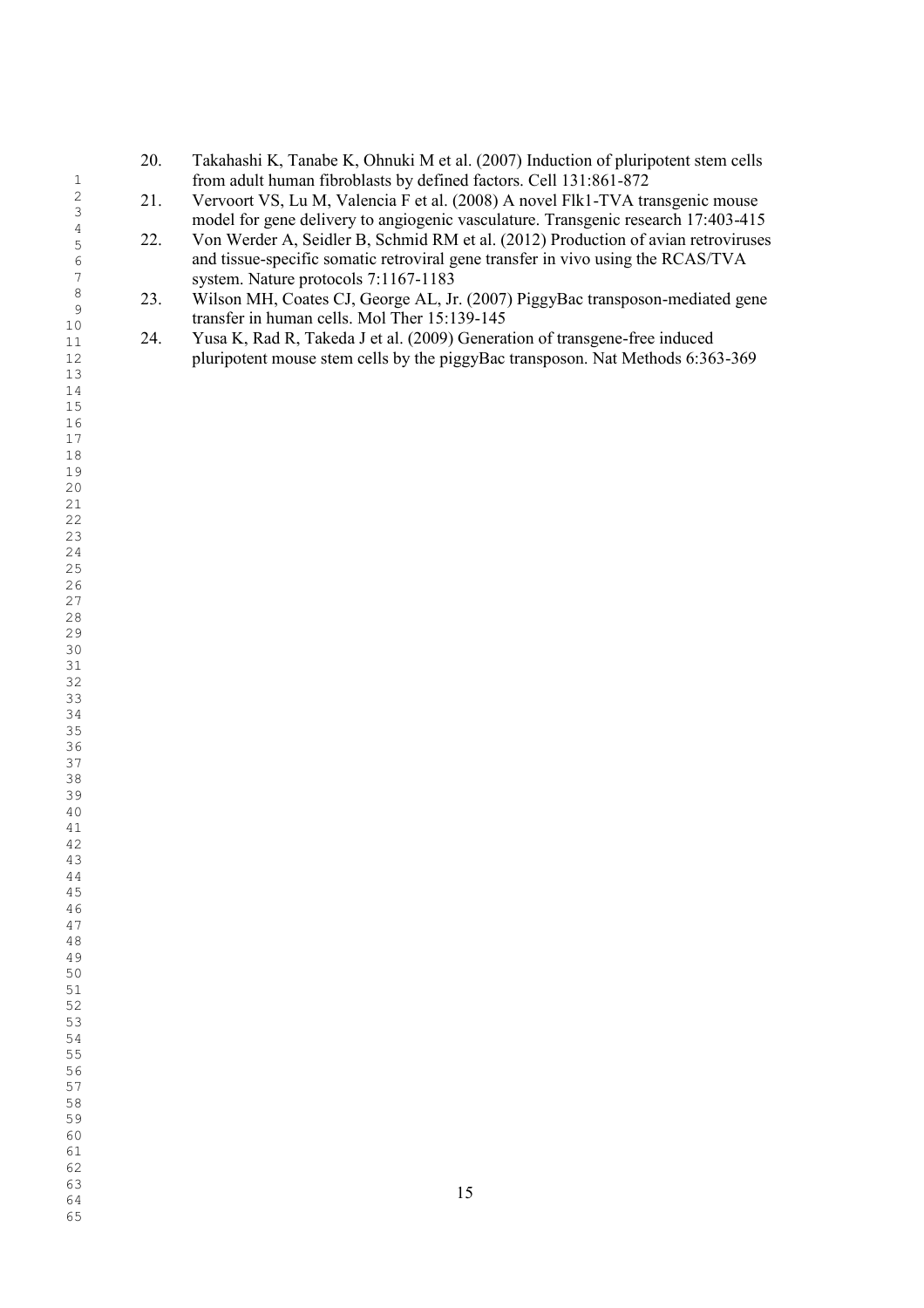20. Takahashi K, Tanabe K, Ohnuki M et al. (2007) Induction of pluripotent stem cells from adult human fibroblasts by defined factors. Cell 131:861-872
21. Vervoort VS, Lu M, Valencia F et al. (2008) A novel Flk1-TVA transgenic mouse model for gene delivery to angiogenic vasculature. Transgenic research 17:403-415
22. Von Werder A, Seidler B, Schmid RM et al. (2012) Production of avian retroviruses and tissue-specific somatic retroviral gene transfer in vivo using the RCAS/TVA system. Nature protocols 7:1167-1183
23. Wilson MH, Coates CJ, George AL, Jr. (2007) PiggyBac transposon-mediated gene transfer in human cells. Mol Ther 15:139-145
24. Yusa K, Rad R, Takeda J et al. (2009) Generation of transgene-free induced pluripotent mouse stem cells by the piggyBac transposon. Nat Methods 6:363-369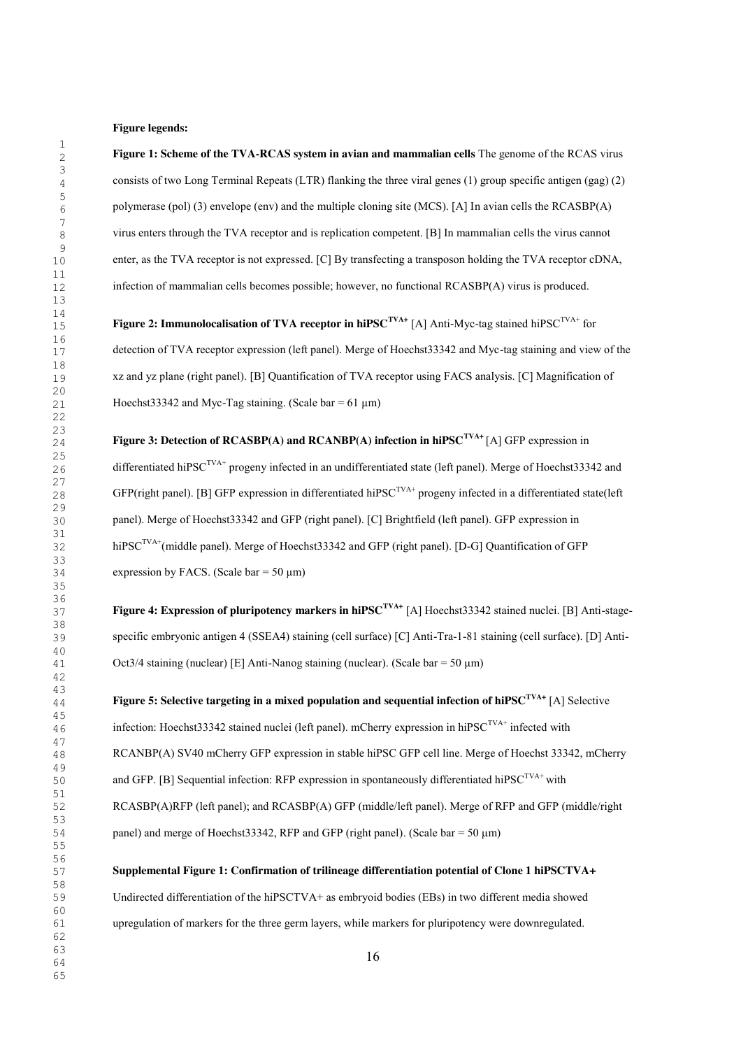**Figure legends:**

**Figure 1: Scheme of the TVA-RCAS system in avian and mammalian cells** The genome of the RCAS virus consists of two Long Terminal Repeats (LTR) flanking the three viral genes (1) group specific antigen (gag) (2) polymerase (pol) (3) envelope (env) and the multiple cloning site (MCS). [A] In avian cells the RCASBP(A) virus enters through the TVA receptor and is replication competent. [B] In mammalian cells the virus cannot enter, as the TVA receptor is not expressed. [C] By transfecting a transposon holding the TVA receptor cDNA, infection of mammalian cells becomes possible; however, no functional RCASBP(A) virus is produced.

**Figure 2: Immunolocalisation of TVA receptor in hiPSC$^{TVA+}$** [A] Anti-Myc-tag stained hiPSC$^{TVA+}$ for detection of TVA receptor expression (left panel). Merge of Hoechst33342 and Myc-tag staining and view of the xz and yz plane (right panel). [B] Quantification of TVA receptor using FACS analysis. [C] Magnification of Hoechst33342 and Myc-Tag staining. (Scale bar = 61 µm)

**Figure 3: Detection of RCASBP(A) and RCANBP(A) infection in hiPSC$^{TVA+}$** [A] GFP expression in differentiated hiPSC$^{TVA+}$ progeny infected in an undifferentiated state (left panel). Merge of Hoechst33342 and GFP(right panel). [B] GFP expression in differentiated hiPSC$^{TVA+}$ progeny infected in a differentiated state(left panel). Merge of Hoechst33342 and GFP (right panel). [C] Brightfield (left panel). GFP expression in hiPSC$^{TVA+}$(middle panel). Merge of Hoechst33342 and GFP (right panel). [D-G] Quantification of GFP expression by FACS. (Scale bar = 50 µm)

**Figure 4: Expression of pluripotency markers in hiPSC$^{TVA+}$** [A] Hoechst33342 stained nuclei. [B] Anti-stage-specific embryonic antigen 4 (SSEA4) staining (cell surface) [C] Anti-Tra-1-81 staining (cell surface). [D] Anti-Oct3/4 staining (nuclear) [E] Anti-Nanog staining (nuclear). (Scale bar = 50 µm)

**Figure 5: Selective targeting in a mixed population and sequential infection of hiPSC$^{TVA+}$** [A] Selective infection: Hoechst33342 stained nuclei (left panel). mCherry expression in hiPSC$^{TVA+}$ infected with RCANBP(A) SV40 mCherry GFP expression in stable hiPSC GFP cell line. Merge of Hoechst 33342, mCherry and GFP. [B] Sequential infection: RFP expression in spontaneously differentiated hiPSC$^{TVA+}$ with RCASBP(A)RFP (left panel); and RCASBP(A) GFP (middle/left panel). Merge of RFP and GFP (middle/right panel) and merge of Hoechst33342, RFP and GFP (right panel). (Scale bar = 50 µm)

**Supplemental Figure 1: Confirmation of trilineage differentiation potential of Clone 1 hiPSCTVA+** Undirected differentiation of the hiPSCTVA+ as embryoid bodies (EBs) in two different media showed upregulation of markers for the three germ layers, while markers for pluripotency were downregulated.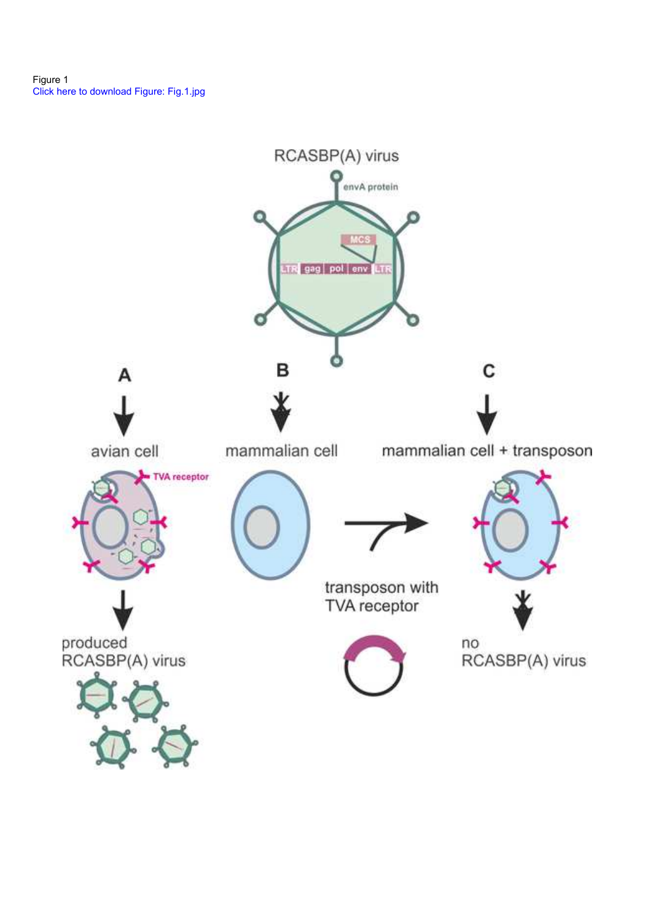Figure 1
Click here to download Figure: Fig.1.jpg

RCASBP(A) virus

envA protein

MCS

LTR gag pol env LTR

A

avian cell

TVA receptor

produced
RCASBP(A) virus

B

mammalian cell

transposon with
TVA receptor

C

mammalian cell + transposon

no
RCASBP(A) virus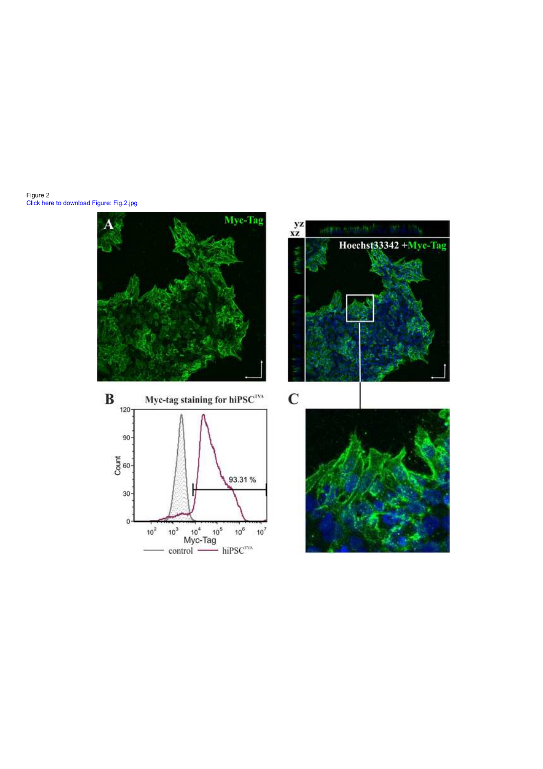Figure 2
Click here to download Figure: Fig.2.jpg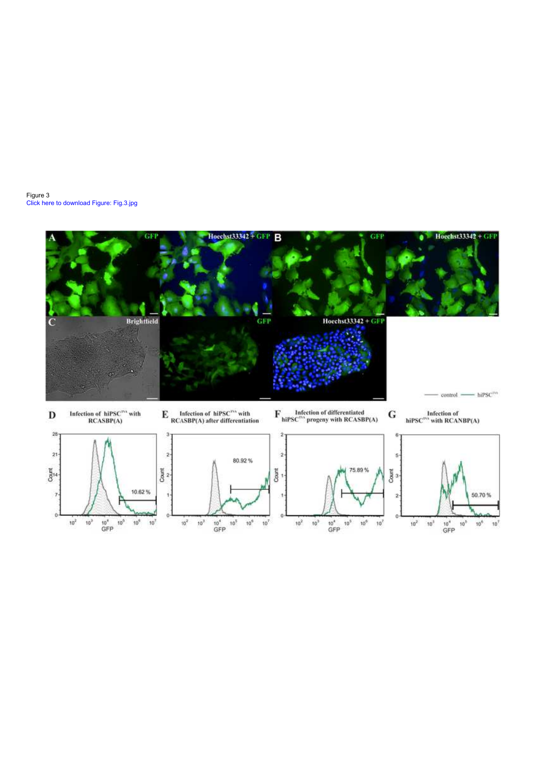Figure 3

Click here to download Figure: Fig.3.jpg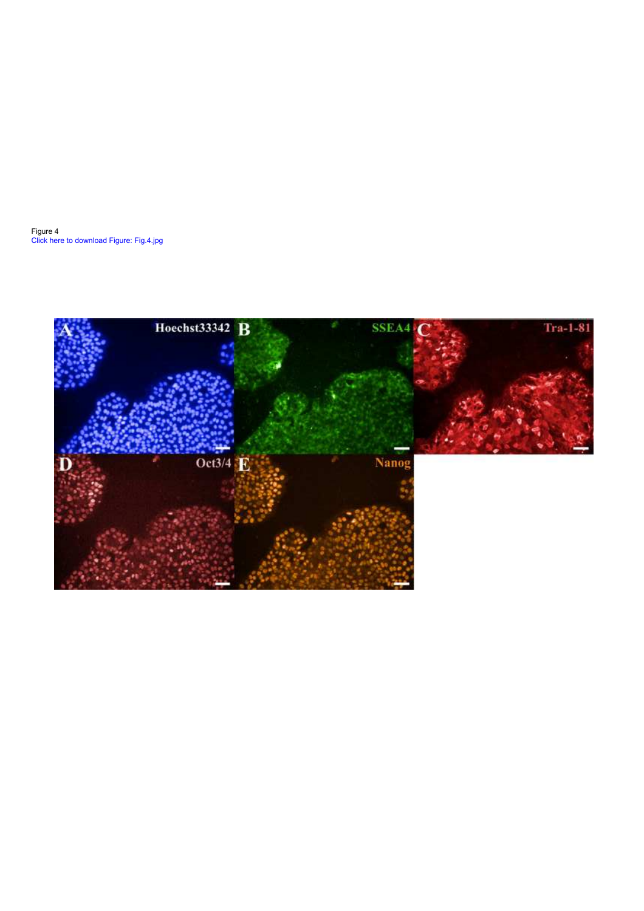Figure 4

Click here to download Figure: Fig.4.jpg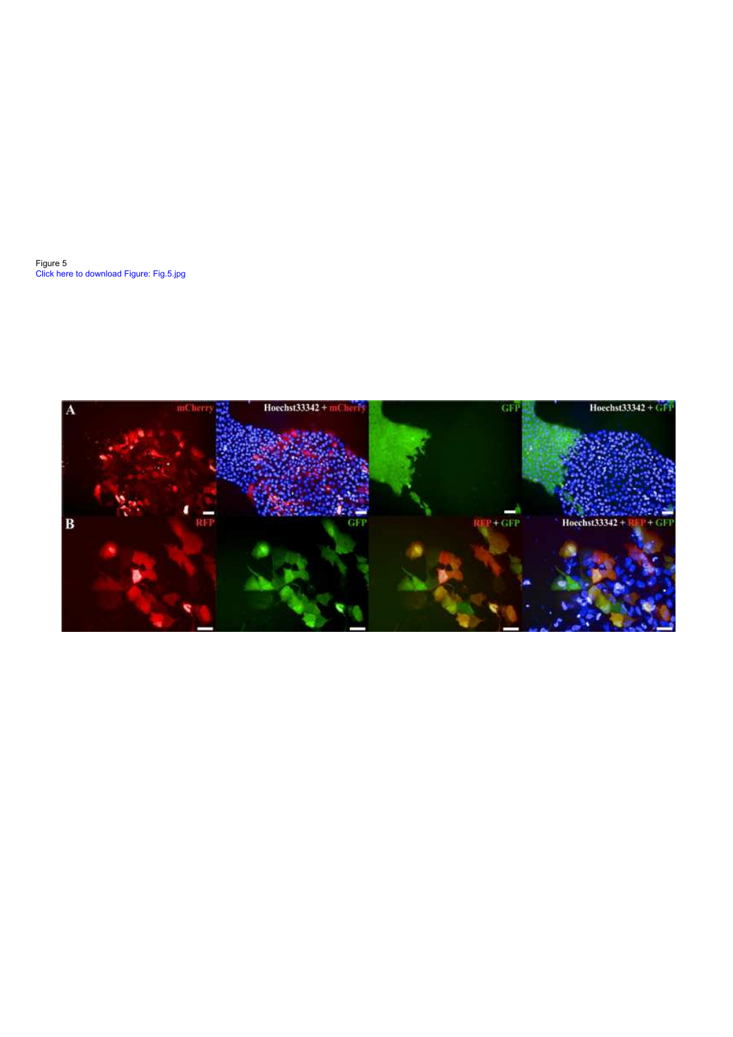Figure 5

Click here to download Figure: Fig.5.jpg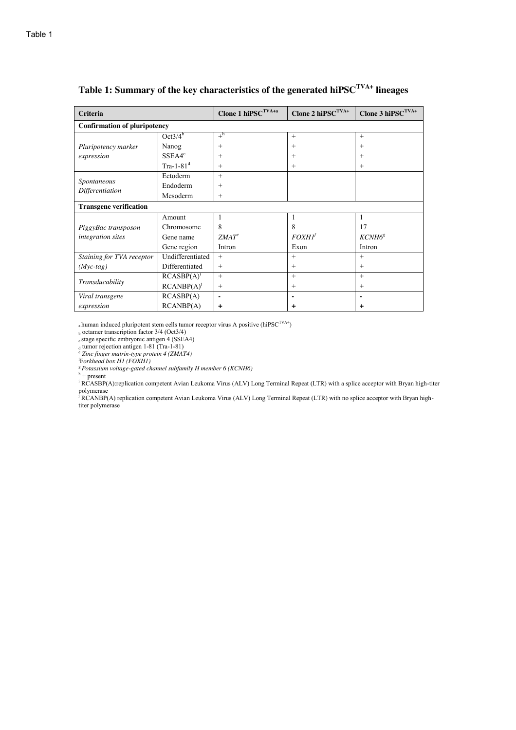Table 1

# Table 1: Summary of the key characteristics of the generated hiPSC$^{TVA+}$ lineages

| Criteria | | Clone 1 hiPSC$^{TVA+a}$ | Clone 2 hiPSC$^{TVA+}$ | Clone 3 hiPSC$^{TVA+}$ |
|---|---|---|---|---|
| **Confirmation of pluripotency** | | | | |
| *Pluripotency marker expression* | Oct3/4[b] | +[h] | + | + |
| | Nanog | + | + | + |
| | SSEA4[c] | + | + | + |
| | Tra-1-81[d] | + | + | + |
| *Spontaneous Differentiation* | Ectoderm | + | | |
| | Endoderm | + | | |
| | Mesoderm | + | | |
| **Transgene verification** | | | | |
| *PiggyBac transposon integration sites* | Amount | 1 | 1 | 1 |
| | Chromosome | 8 | 8 | 17 |
| | Gene name | *ZMAT*[e] | *FOXH1*[f] | *KCNH6*[g] |
| | Gene region | Intron | Exon | Intron |
| *Staining for TVA receptor (Myc-tag)* | Undifferentiated | + | + | + |
| | Differentiated | + | + | + |
| *Transducability* | RCASBP(A)[i] | + | + | + |
| | RCANBP(A)[j] | + | + | + |
| *Viral transgene expression* | RCASBP(A) | - | - | - |
| | RCANBP(A) | + | + | + |

[a] human induced pluripotent stem cells tumor receptor virus A positive (hiPSC$^{TVA+}$)
[b] octamer transcription factor 3/4 (Oct3/4)
[c] stage specific embryonic antigen 4 (SSEA4)
[d] tumor rejection antigen 1-81 (Tra-1-81)
[e] *Zinc finger matrin-type protein 4 (ZMAT4)*
[f] *Forkhead box H1 (FOXH1)*
[g] *Potassium voltage-gated channel subfamily H member 6 (KCNH6)*
[h] + present
[i] RCASBP(A):replication competent Avian Leukoma Virus (ALV) Long Terminal Repeat (LTR) with a splice acceptor with Bryan high-titer polymerase
[j] RCANBP(A) replication competent Avian Leukoma Virus (ALV) Long Terminal Repeat (LTR) with no splice acceptor with Bryan high-titer polymerase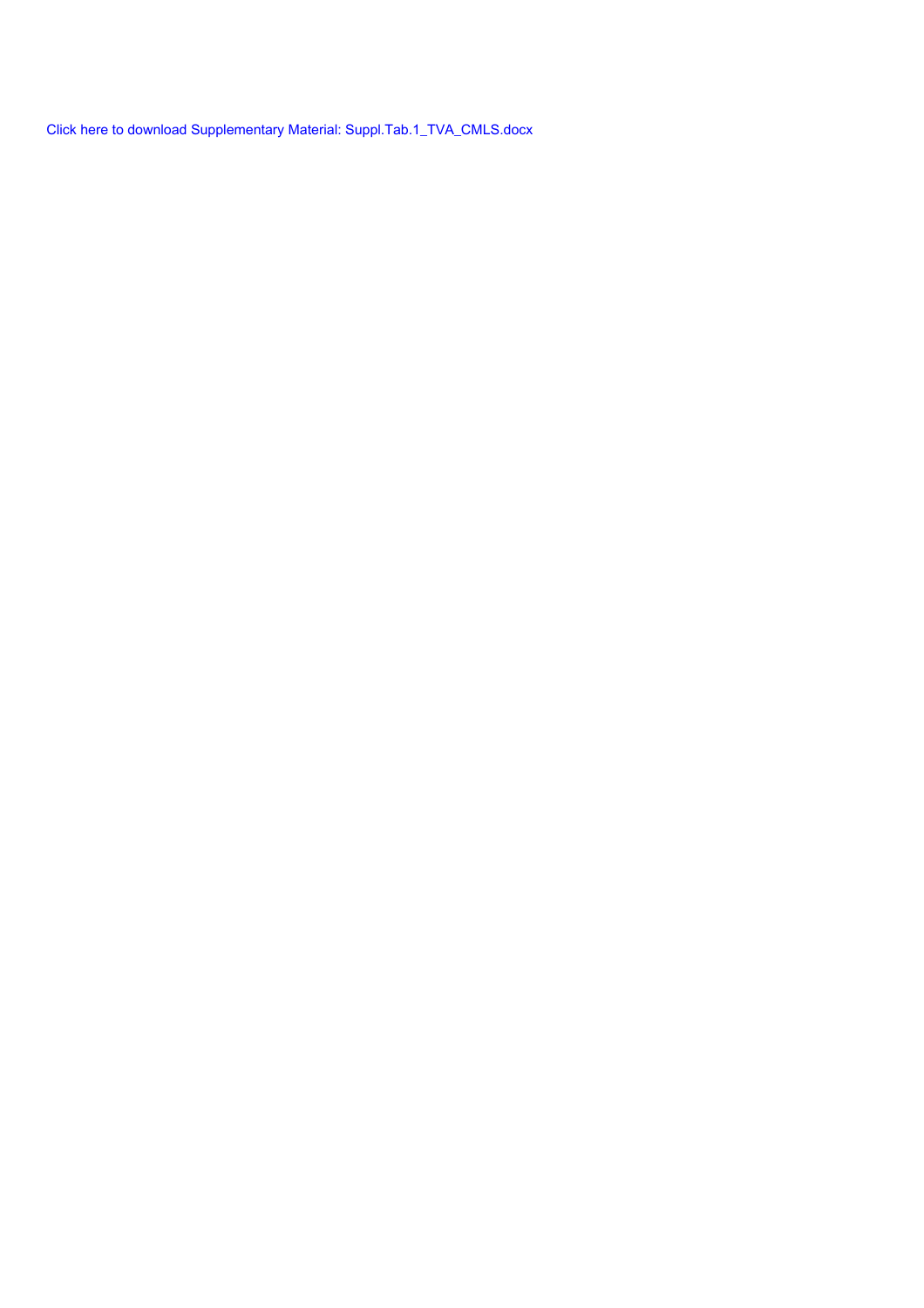Click here to download Supplementary Material: Suppl.Tab.1_TVA_CMLS.docx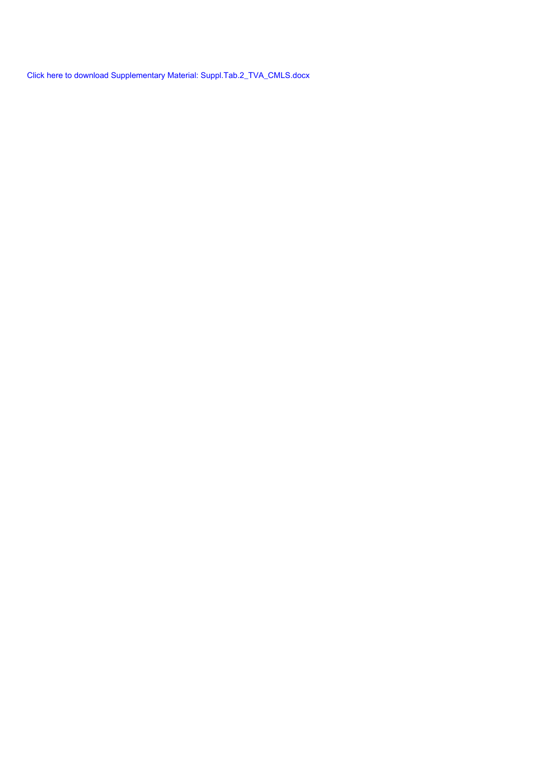Click here to download Supplementary Material: Suppl.Tab.2_TVA_CMLS.docx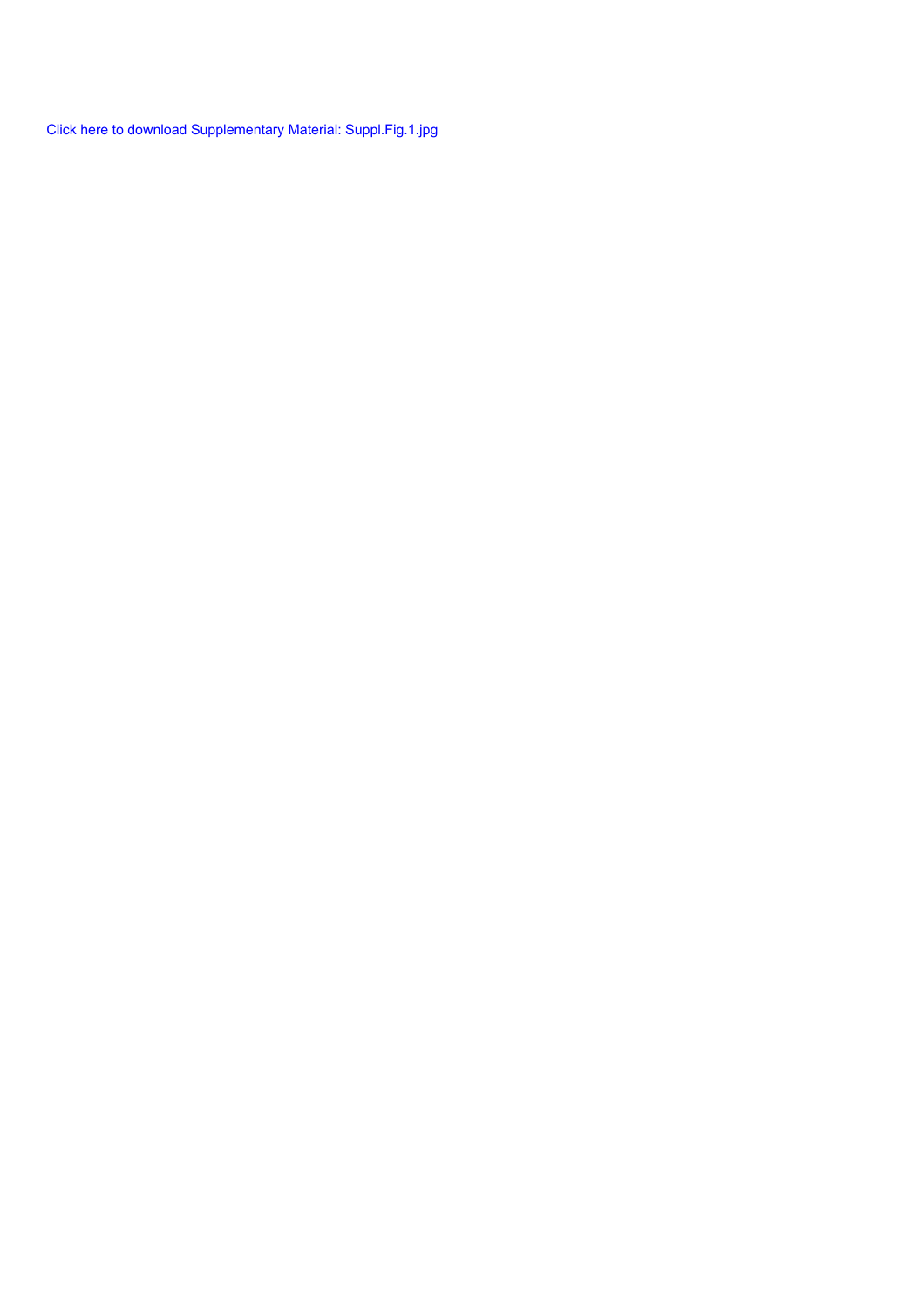Click here to download Supplementary Material: Suppl.Fig.1.jpg